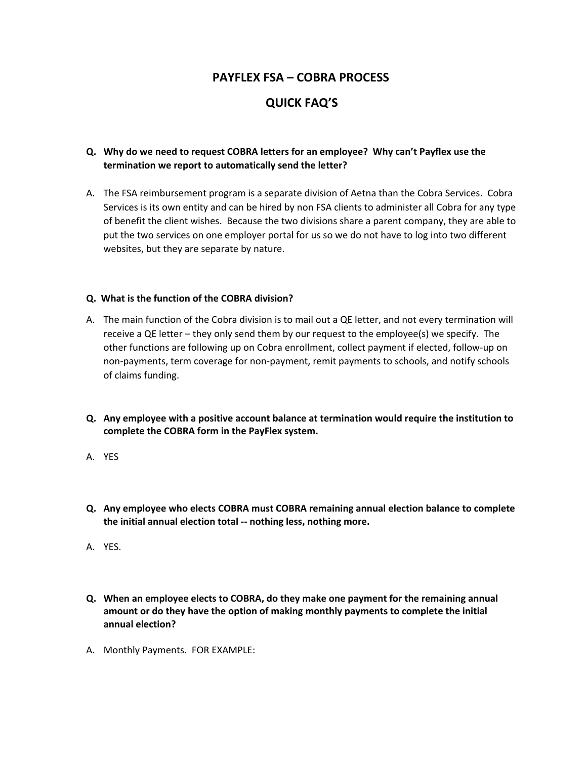# PAYFLEX FSA – COBRA PROCESS

## QUICK FAQ'S

**Q. Why do we need to request COBRA letters for an employee? Why can't Payflex use the termination we report to automatically send the letter?**

A. The FSA reimbursement program is a separate division of Aetna than the Cobra Services. Cobra Services is its own entity and can be hired by non FSA clients to administer all Cobra for any type of benefit the client wishes. Because the two divisions share a parent company, they are able to put the two services on one employer portal for us so we do not have to log into two different websites, but they are separate by nature.

**Q. What is the function of the COBRA division?**

A. The main function of the Cobra division is to mail out a QE letter, and not every termination will receive a QE letter – they only send them by our request to the employee(s) we specify. The other functions are following up on Cobra enrollment, collect payment if elected, follow-up on non-payments, term coverage for non-payment, remit payments to schools, and notify schools of claims funding.

**Q. Any employee with a positive account balance at termination would require the institution to complete the COBRA form in the PayFlex system.**

A. YES

**Q. Any employee who elects COBRA must COBRA remaining annual election balance to complete the initial annual election total -- nothing less, nothing more.**

A. YES.

**Q. When an employee elects to COBRA, do they make one payment for the remaining annual amount or do they have the option of making monthly payments to complete the initial annual election?**

A. Monthly Payments. FOR EXAMPLE: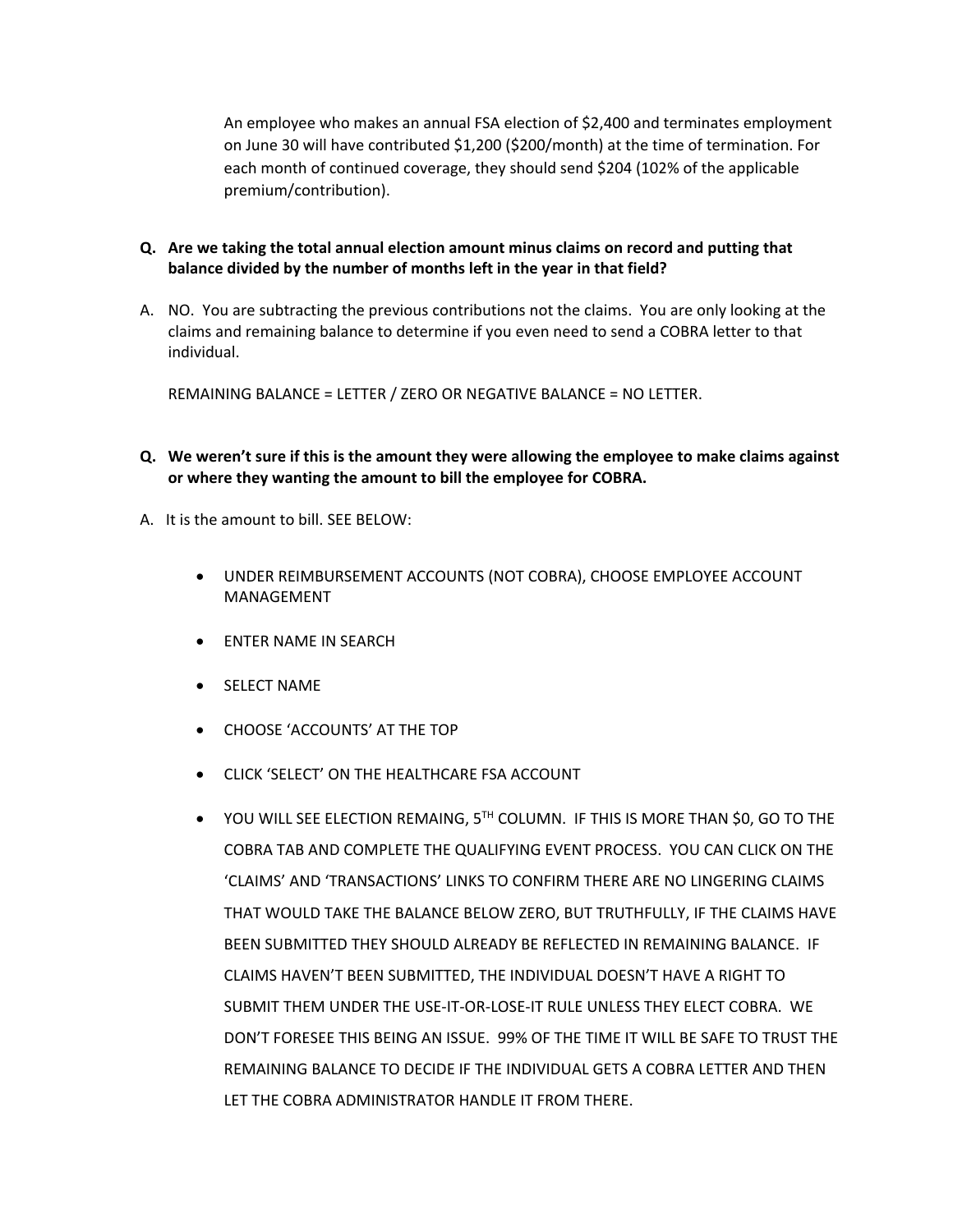An employee who makes an annual FSA election of $2,400 and terminates employment on June 30 will have contributed $1,200 ($200/month) at the time of termination. For each month of continued coverage, they should send $204 (102% of the applicable premium/contribution).

**Q. Are we taking the total annual election amount minus claims on record and putting that balance divided by the number of months left in the year in that field?**

A. NO. You are subtracting the previous contributions not the claims. You are only looking at the claims and remaining balance to determine if you even need to send a COBRA letter to that individual.

REMAINING BALANCE = LETTER / ZERO OR NEGATIVE BALANCE = NO LETTER.

**Q. We weren't sure if this is the amount they were allowing the employee to make claims against or where they wanting the amount to bill the employee for COBRA.**

A. It is the amount to bill. SEE BELOW:

- UNDER REIMBURSEMENT ACCOUNTS (NOT COBRA), CHOOSE EMPLOYEE ACCOUNT MANAGEMENT
- ENTER NAME IN SEARCH
- SELECT NAME
- CHOOSE 'ACCOUNTS' AT THE TOP
- CLICK 'SELECT' ON THE HEALTHCARE FSA ACCOUNT
- YOU WILL SEE ELECTION REMAING, 5TH COLUMN. IF THIS IS MORE THAN $0, GO TO THE COBRA TAB AND COMPLETE THE QUALIFYING EVENT PROCESS. YOU CAN CLICK ON THE 'CLAIMS' AND 'TRANSACTIONS' LINKS TO CONFIRM THERE ARE NO LINGERING CLAIMS THAT WOULD TAKE THE BALANCE BELOW ZERO, BUT TRUTHFULLY, IF THE CLAIMS HAVE BEEN SUBMITTED THEY SHOULD ALREADY BE REFLECTED IN REMAINING BALANCE. IF CLAIMS HAVEN'T BEEN SUBMITTED, THE INDIVIDUAL DOESN'T HAVE A RIGHT TO SUBMIT THEM UNDER THE USE-IT-OR-LOSE-IT RULE UNLESS THEY ELECT COBRA. WE DON'T FORESEE THIS BEING AN ISSUE. 99% OF THE TIME IT WILL BE SAFE TO TRUST THE REMAINING BALANCE TO DECIDE IF THE INDIVIDUAL GETS A COBRA LETTER AND THEN LET THE COBRA ADMINISTRATOR HANDLE IT FROM THERE.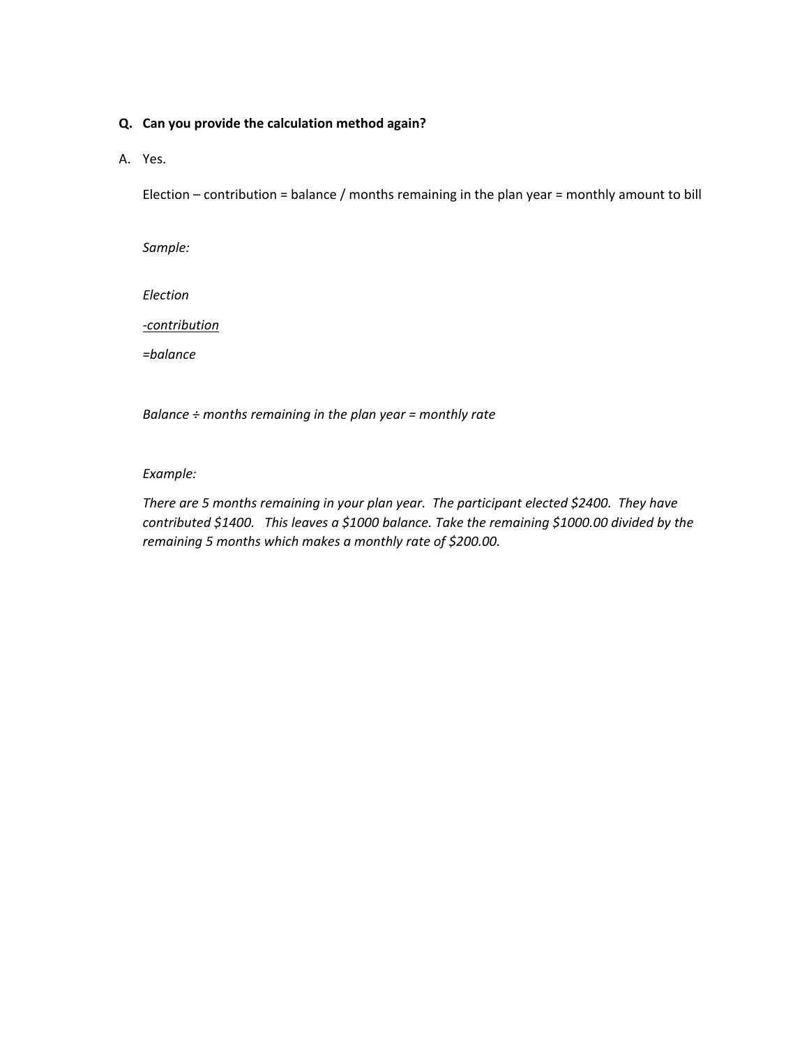**Q. Can you provide the calculation method again?**

A. Yes.

Election – contribution = balance / months remaining in the plan year = monthly amount to bill

*Sample:*

*Election*

*-contribution*

*=balance*

*Balance ÷ months remaining in the plan year = monthly rate*

*Example:*

*There are 5 months remaining in your plan year. The participant elected $2400. They have contributed $1400. This leaves a $1000 balance. Take the remaining $1000.00 divided by the remaining 5 months which makes a monthly rate of $200.00.*